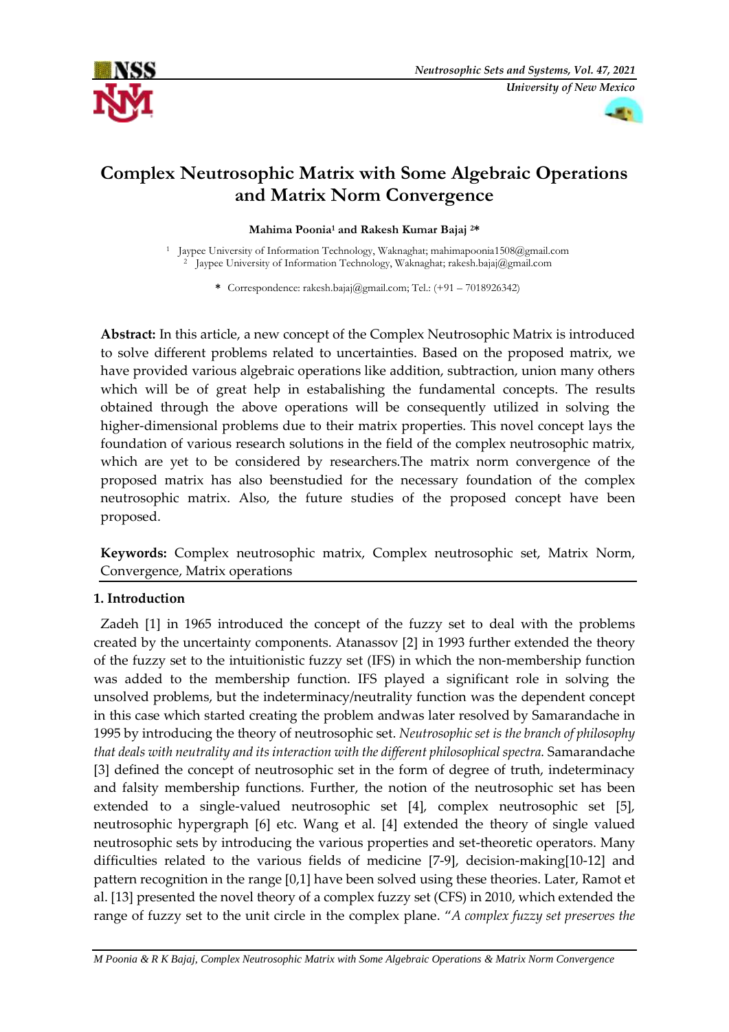# Complex Neutrosophic Matrix with Some Algebraic Operations and Matrix Norm Convergence

**Mahima Poonia[1] and Rakesh Kumar Bajaj [2]***

[1] Jaypee University of Information Technology, Waknaghat; mahimapoonia1508@gmail.com
[2] Jaypee University of Information Technology, Waknaghat; rakesh.bajaj@gmail.com

* Correspondence: rakesh.bajaj@gmail.com; Tel.: (+91 – 7018926342)

**Abstract:** In this article, a new concept of the Complex Neutrosophic Matrix is introduced to solve different problems related to uncertainties. Based on the proposed matrix, we have provided various algebraic operations like addition, subtraction, union many others which will be of great help in estabalishing the fundamental concepts. The results obtained through the above operations will be consequently utilized in solving the higher-dimensional problems due to their matrix properties. This novel concept lays the foundation of various research solutions in the field of the complex neutrosophic matrix, which are yet to be considered by researchers.The matrix norm convergence of the proposed matrix has also beenstudied for the necessary foundation of the complex neutrosophic matrix. Also, the future studies of the proposed concept have been proposed.

**Keywords:** Complex neutrosophic matrix, Complex neutrosophic set, Matrix Norm, Convergence, Matrix operations

## 1. Introduction

Zadeh [1] in 1965 introduced the concept of the fuzzy set to deal with the problems created by the uncertainty components. Atanassov [2] in 1993 further extended the theory of the fuzzy set to the intuitionistic fuzzy set (IFS) in which the non-membership function was added to the membership function. IFS played a significant role in solving the unsolved problems, but the indeterminacy/neutrality function was the dependent concept in this case which started creating the problem andwas later resolved by Samarandache in 1995 by introducing the theory of neutrosophic set. *Neutrosophic set is the branch of philosophy that deals with neutrality and its interaction with the different philosophical spectra.* Samarandache [3] defined the concept of neutrosophic set in the form of degree of truth, indeterminacy and falsity membership functions. Further, the notion of the neutrosophic set has been extended to a single-valued neutrosophic set [4], complex neutrosophic set [5], neutrosophic hypergraph [6] etc. Wang et al. [4] extended the theory of single valued neutrosophic sets by introducing the various properties and set-theoretic operators. Many difficulties related to the various fields of medicine [7-9], decision-making[10-12] and pattern recognition in the range [0,1] have been solved using these theories. Later, Ramot et al. [13] presented the novel theory of a complex fuzzy set (CFS) in 2010, which extended the range of fuzzy set to the unit circle in the complex plane. "*A complex fuzzy set preserves the*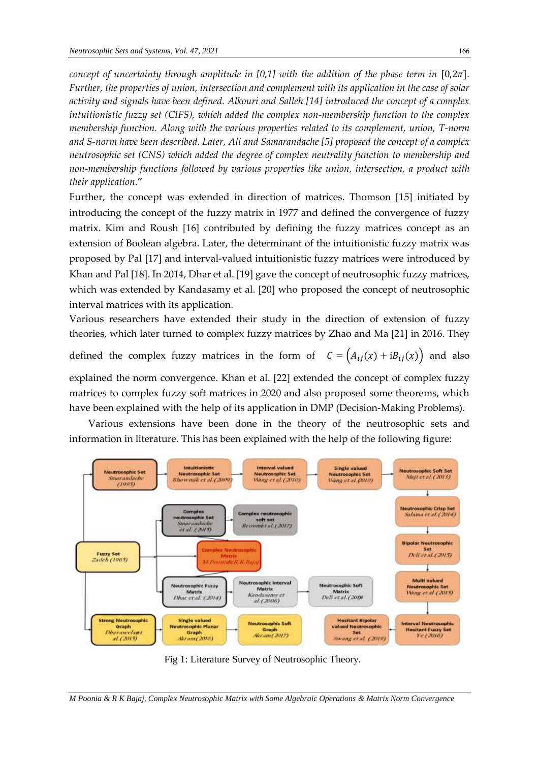*concept of uncertainty through amplitude in [0,1] with the addition of the phase term in* $[0,2\pi]$. *Further, the properties of union, intersection and complement with its application in the case of solar activity and signals have been defined. Alkouri and Salleh [14] introduced the concept of a complex intuitionistic fuzzy set (CIFS), which added the complex non-membership function to the complex membership function. Along with the various properties related to its complement, union, T-norm and S-norm have been described. Later, Ali and Samarandache [5] proposed the concept of a complex neutrosophic set (CNS) which added the degree of complex neutrality function to membership and non-membership functions followed by various properties like union, intersection, a product with their application.*"

Further, the concept was extended in direction of matrices. Thomson [15] initiated by introducing the concept of the fuzzy matrix in 1977 and defined the convergence of fuzzy matrix. Kim and Roush [16] contributed by defining the fuzzy matrices concept as an extension of Boolean algebra. Later, the determinant of the intuitionistic fuzzy matrix was proposed by Pal [17] and interval-valued intuitionistic fuzzy matrices were introduced by Khan and Pal [18]. In 2014, Dhar et al. [19] gave the concept of neutrosophic fuzzy matrices, which was extended by Kandasamy et al. [20] who proposed the concept of neutrosophic interval matrices with its application.

Various researchers have extended their study in the direction of extension of fuzzy theories, which later turned to complex fuzzy matrices by Zhao and Ma [21] in 2016. They defined the complex fuzzy matrices in the form of $C = \left(A_{ij}(x) + \mathrm{i}B_{ij}(x)\right)$ and also explained the norm convergence. Khan et al. [22] extended the concept of complex fuzzy matrices to complex fuzzy soft matrices in 2020 and also proposed some theorems, which have been explained with the help of its application in DMP (Decision-Making Problems).

Various extensions have been done in the theory of the neutrosophic sets and information in literature. This has been explained with the help of the following figure:

Fig 1: Literature Survey of Neutrosophic Theory.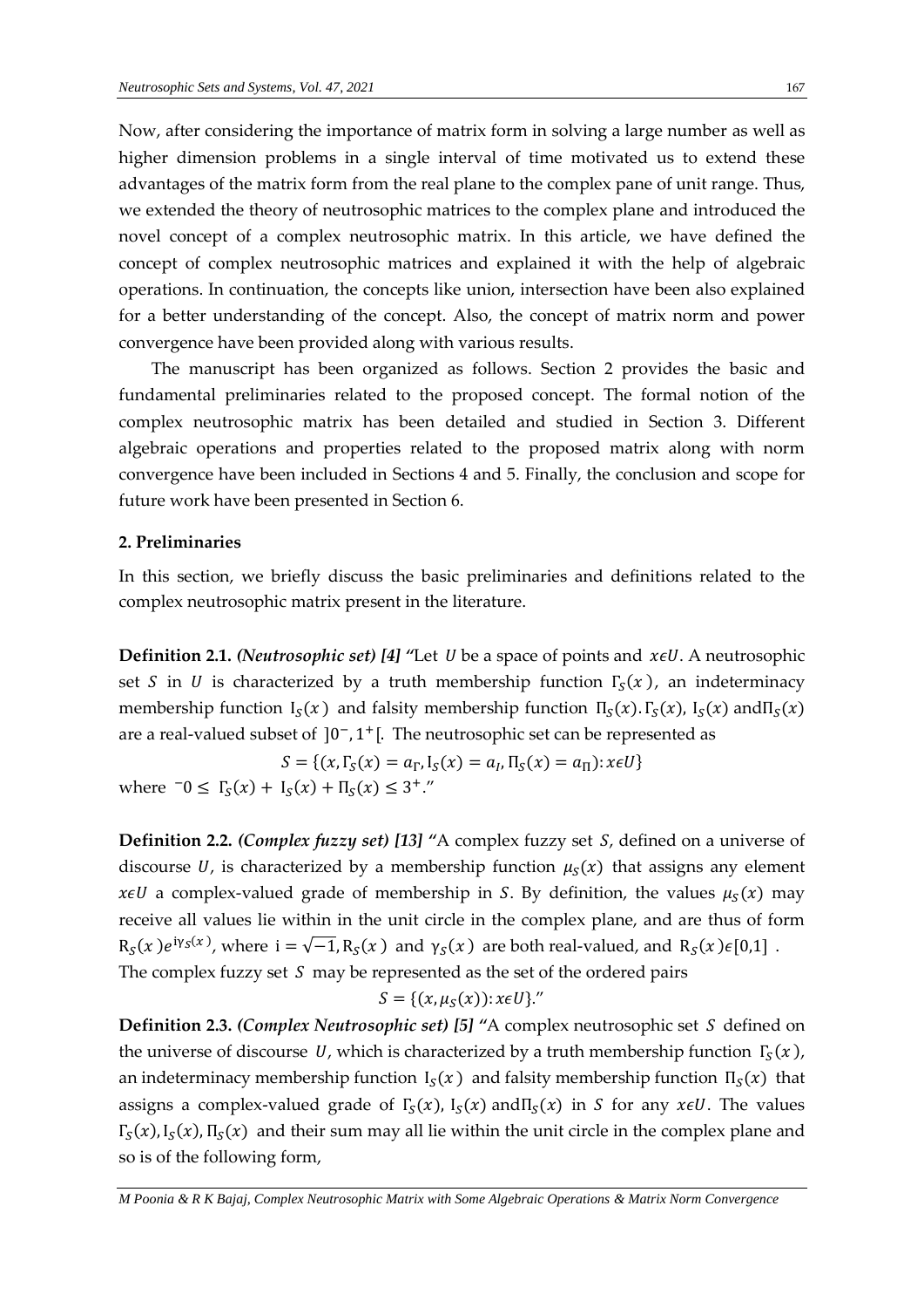Now, after considering the importance of matrix form in solving a large number as well as higher dimension problems in a single interval of time motivated us to extend these advantages of the matrix form from the real plane to the complex pane of unit range. Thus, we extended the theory of neutrosophic matrices to the complex plane and introduced the novel concept of a complex neutrosophic matrix. In this article, we have defined the concept of complex neutrosophic matrices and explained it with the help of algebraic operations. In continuation, the concepts like union, intersection have been also explained for a better understanding of the concept. Also, the concept of matrix norm and power convergence have been provided along with various results.

The manuscript has been organized as follows. Section 2 provides the basic and fundamental preliminaries related to the proposed concept. The formal notion of the complex neutrosophic matrix has been detailed and studied in Section 3. Different algebraic operations and properties related to the proposed matrix along with norm convergence have been included in Sections 4 and 5. Finally, the conclusion and scope for future work have been presented in Section 6.

## 2. Preliminaries

In this section, we briefly discuss the basic preliminaries and definitions related to the complex neutrosophic matrix present in the literature.

**Definition 2.1.** *(Neutrosophic set) [4]* "Let $U$ be a space of points and $x \epsilon U$. A neutrosophic set $S$ in $U$ is characterized by a truth membership function $\Gamma_S(x)$, an indeterminacy membership function $\mathrm{I}_S(x)$ and falsity membership function $\Pi_S(x)$. $\Gamma_S(x)$, $\mathrm{I}_S(x)$ and $\Pi_S(x)$ are a real-valued subset of $]0^-, 1^+[$. The neutrosophic set can be represented as

$$S = \{(x, \Gamma_S(x) = a_\Gamma, \mathrm{I}_S(x) = a_I, \Pi_S(x) = a_\Pi) : x \epsilon U\}$$

where $^-0 \leq \Gamma_S(x) + \mathrm{I}_S(x) + \Pi_S(x) \leq 3^+$."

**Definition 2.2.** *(Complex fuzzy set) [13]* "A complex fuzzy set $S$, defined on a universe of discourse $U$, is characterized by a membership function $\mu_S(x)$ that assigns any element $x \epsilon U$ a complex-valued grade of membership in $S$. By definition, the values $\mu_S(x)$ may receive all values lie within in the unit circle in the complex plane, and are thus of form $\mathrm{R}_S(x) e^{i\gamma_S(x)}$, where $\mathrm{i} = \sqrt{-1}$, $\mathrm{R}_S(x)$ and $\gamma_S(x)$ are both real-valued, and $\mathrm{R}_S(x) \epsilon [0,1]$. The complex fuzzy set $S$ may be represented as the set of the ordered pairs

$$S = \{(x, \mu_S(x)) : x \epsilon U\}."$$

**Definition 2.3.** *(Complex Neutrosophic set) [5]* "A complex neutrosophic set $S$ defined on the universe of discourse $U$, which is characterized by a truth membership function $\Gamma_S(x)$, an indeterminacy membership function $\mathrm{I}_S(x)$ and falsity membership function $\Pi_S(x)$ that assigns a complex-valued grade of $\Gamma_S(x)$, $\mathrm{I}_S(x)$ and $\Pi_S(x)$ in $S$ for any $x \epsilon U$. The values $\Gamma_S(x), \mathrm{I}_S(x), \Pi_S(x)$ and their sum may all lie within the unit circle in the complex plane and so is of the following form,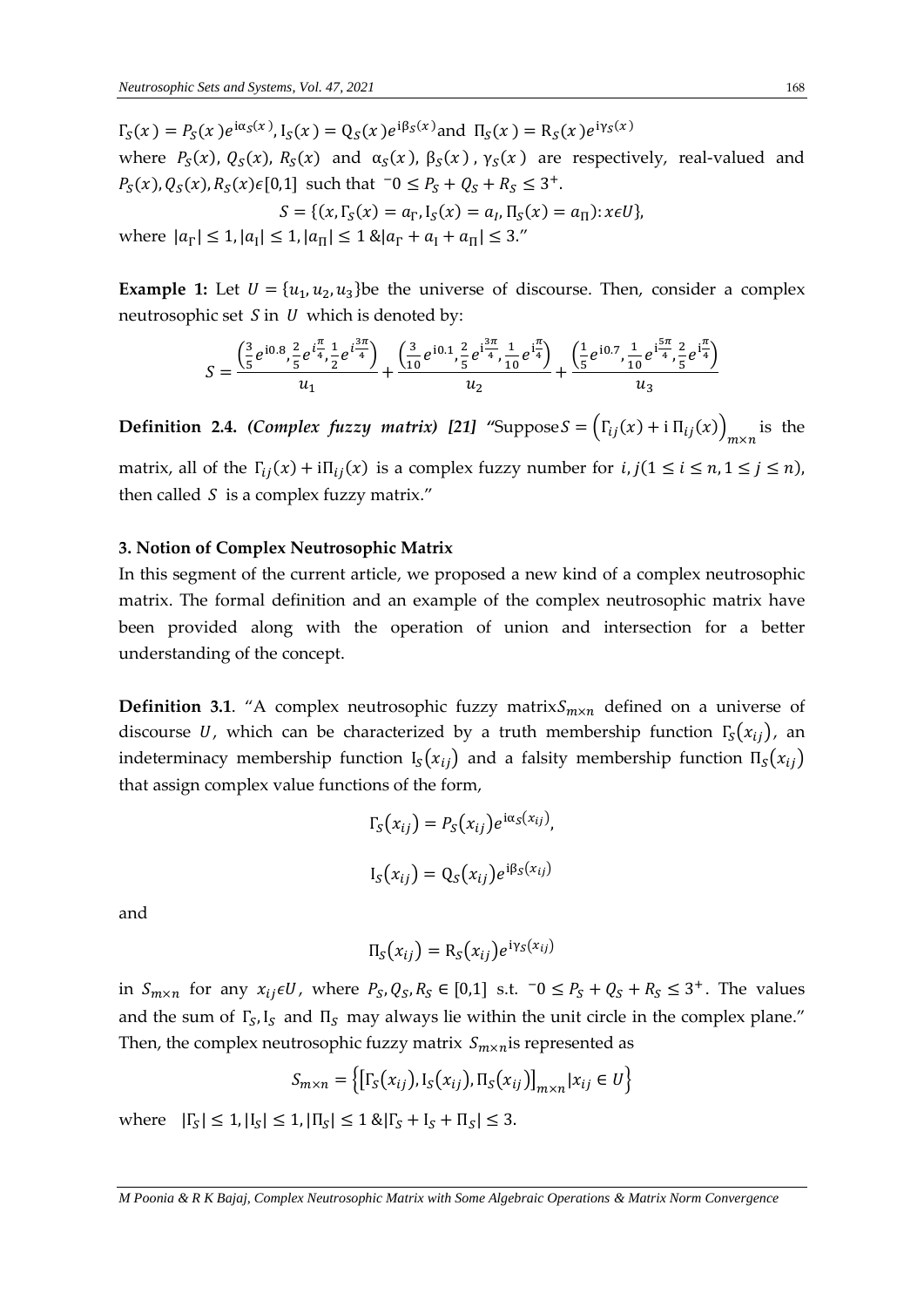$\Gamma_S(x) = P_S(x)e^{i\alpha_S(x)}$, $I_S(x) = Q_S(x)e^{i\beta_S(x)}$and $\Pi_S(x) = R_S(x)e^{i\gamma_S(x)}$

where $P_S(x)$, $Q_S(x)$, $R_S(x)$ and $\alpha_S(x)$, $\beta_S(x)$, $\gamma_S(x)$ are respectively, real-valued and $P_S(x), Q_S(x), R_S(x) \epsilon [0,1]$ such that $^{-}0 \leq P_S + Q_S + R_S \leq 3^{+}$.

$$S = \{(x, \Gamma_S(x) = a_\Gamma, I_S(x) = a_I, \Pi_S(x) = a_\Pi): x \epsilon U\},$$

where $|a_\Gamma| \leq 1, |a_I| \leq 1, |a_\Pi| \leq 1$ &$|a_\Gamma + a_I + a_\Pi| \leq 3$."

**Example 1:** Let $U = \{u_1, u_2, u_3\}$be the universe of discourse. Then, consider a complex neutrosophic set $S$ in $U$ which is denoted by:

$$S = \frac{\left(\frac{3}{5}e^{i0.8}, \frac{2}{5}e^{i\frac{\pi}{4}}, \frac{1}{2}e^{i\frac{3\pi}{4}}\right)}{u_1} + \frac{\left(\frac{3}{10}e^{i0.1}, \frac{2}{5}e^{i\frac{3\pi}{4}}, \frac{1}{10}e^{i\frac{\pi}{4}}\right)}{u_2} + \frac{\left(\frac{1}{5}e^{i0.7}, \frac{1}{10}e^{i\frac{5\pi}{4}}, \frac{2}{5}e^{i\frac{\pi}{4}}\right)}{u_3}$$

**Definition 2.4.** *(Complex fuzzy matrix) [21]* "Suppose$S = \left(\Gamma_{ij}(x) + i\,\Pi_{ij}(x)\right)_{m\times n}$ is the matrix, all of the $\Gamma_{ij}(x) + i\Pi_{ij}(x)$ is a complex fuzzy number for $i, j(1 \leq i \leq n, 1 \leq j \leq n)$, then called $S$ is a complex fuzzy matrix."

### 3. Notion of Complex Neutrosophic Matrix

In this segment of the current article, we proposed a new kind of a complex neutrosophic matrix. The formal definition and an example of the complex neutrosophic matrix have been provided along with the operation of union and intersection for a better understanding of the concept.

**Definition 3.1**. "A complex neutrosophic fuzzy matrix$S_{m\times n}$ defined on a universe of discourse $U$, which can be characterized by a truth membership function $\Gamma_S(x_{ij})$, an indeterminacy membership function $I_S(x_{ij})$ and a falsity membership function $\Pi_S(x_{ij})$ that assign complex value functions of the form,

$$\Gamma_S(x_{ij}) = P_S(x_{ij})e^{i\alpha_S(x_{ij})},$$

$$I_S(x_{ij}) = Q_S(x_{ij})e^{i\beta_S(x_{ij})}$$

and

$$\Pi_S(x_{ij}) = R_S(x_{ij})e^{i\gamma_S(x_{ij})}$$

in $S_{m\times n}$ for any $x_{ij} \epsilon U$, where $P_S, Q_S, R_S \in [0,1]$ s.t. $^{-}0 \leq P_S + Q_S + R_S \leq 3^{+}$. The values and the sum of $\Gamma_S, I_S$ and $\Pi_S$ may always lie within the unit circle in the complex plane." Then, the complex neutrosophic fuzzy matrix $S_{m\times n}$is represented as

$$S_{m\times n} = \left\{\left[\Gamma_S(x_{ij}), I_S(x_{ij}), \Pi_S(x_{ij})\right]_{m\times n} | x_{ij} \in U\right\}$$

where $|\Gamma_S| \leq 1, |I_S| \leq 1, |\Pi_S| \leq 1$ &$|\Gamma_S + I_S + \Pi_S| \leq 3$.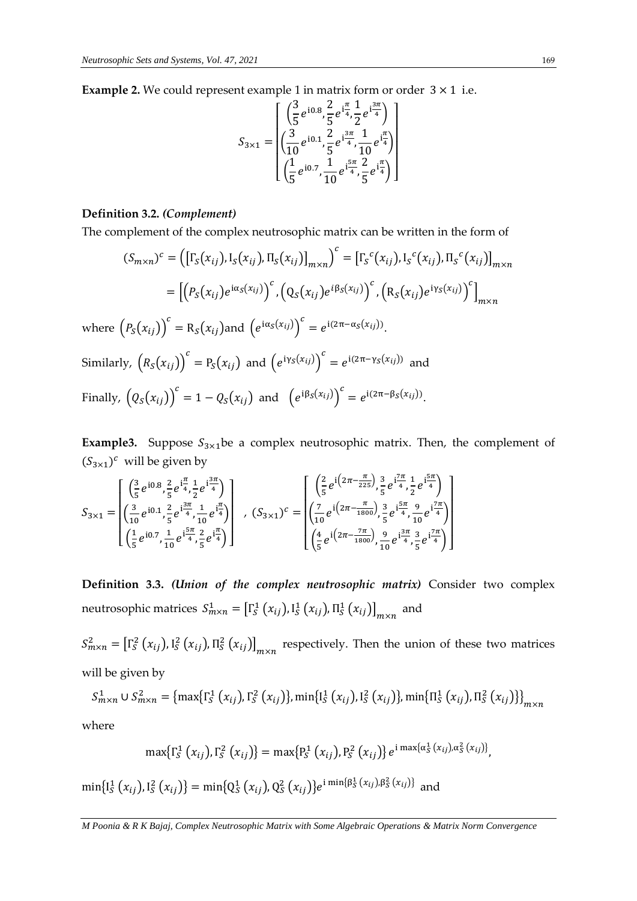**Example 2.** We could represent example 1 in matrix form or order $3 \times 1$ i.e.

$$S_{3\times 1} = \begin{bmatrix} \left(\frac{3}{5}e^{\mathrm{i}0.8}, \frac{2}{5}e^{\mathrm{i}\frac{\pi}{4}}, \frac{1}{2}e^{\mathrm{i}\frac{3\pi}{4}}\right) \\ \left(\frac{3}{10}e^{\mathrm{i}0.1}, \frac{2}{5}e^{\mathrm{i}\frac{3\pi}{4}}, \frac{1}{10}e^{\mathrm{i}\frac{\pi}{4}}\right) \\ \left(\frac{1}{5}e^{\mathrm{i}0.7}, \frac{1}{10}e^{\mathrm{i}\frac{5\pi}{4}}, \frac{2}{5}e^{\mathrm{i}\frac{\pi}{4}}\right) \end{bmatrix}$$

**Definition 3.2.** ***(Complement)***

The complement of the complex neutrosophic matrix can be written in the form of

$$(S_{m\times n})^c = \left(\left[\Gamma_S(x_{ij}), \mathrm{I}_S(x_{ij}), \Pi_S(x_{ij})\right]_{m\times n}\right)^c = \left[\Gamma_S{}^c(x_{ij}), \mathrm{I}_S{}^c(x_{ij}), \Pi_S{}^c(x_{ij})\right]_{m\times n}$$

$$= \left[\left(P_S(x_{ij})e^{\mathrm{i}\alpha_S(x_{ij})}\right)^c, \left(Q_S(x_{ij})e^{i\beta_S(x_{ij})}\right)^c, \left(\mathrm{R}_S(x_{ij})e^{\mathrm{i}\gamma_S(x_{ij})}\right)^c\right]_{m\times n}$$

where $\left(P_S(x_{ij})\right)^c = \mathrm{R}_S(x_{ij})$ and $\left(e^{\mathrm{i}\alpha_S(x_{ij})}\right)^c = e^{\mathrm{i}(2\pi - \alpha_S(x_{ij}))}$.

Similarly, $\left(R_S(x_{ij})\right)^c = \mathrm{P}_S(x_{ij})$ and $\left(e^{\mathrm{i}\gamma_S(x_{ij})}\right)^c = e^{\mathrm{i}(2\pi - \gamma_S(x_{ij}))}$ and

Finally, $\left(Q_S(x_{ij})\right)^c = 1 - Q_S(x_{ij})$ and $\left(e^{\mathrm{i}\beta_S(x_{ij})}\right)^c = e^{\mathrm{i}(2\pi - \beta_S(x_{ij}))}$.

**Example3.** Suppose $S_{3\times 1}$ be a complex neutrosophic matrix. Then, the complement of $(S_{3\times 1})^c$ will be given by

$$S_{3\times 1} = \begin{bmatrix} \left(\frac{3}{5}e^{\mathrm{i}0.8}, \frac{2}{5}e^{\mathrm{i}\frac{\pi}{4}}, \frac{1}{2}e^{\mathrm{i}\frac{3\pi}{4}}\right) \\ \left(\frac{3}{10}e^{\mathrm{i}0.1}, \frac{2}{5}e^{\mathrm{i}\frac{3\pi}{4}}, \frac{1}{10}e^{\mathrm{i}\frac{\pi}{4}}\right) \\ \left(\frac{1}{5}e^{\mathrm{i}0.7}, \frac{1}{10}e^{\mathrm{i}\frac{5\pi}{4}}, \frac{2}{5}e^{\mathrm{i}\frac{\pi}{4}}\right) \end{bmatrix}, \quad (S_{3\times 1})^c = \begin{bmatrix} \left(\frac{2}{5}e^{\mathrm{i}\left(2\pi - \frac{\pi}{225}\right)}, \frac{3}{5}e^{\mathrm{i}\frac{7\pi}{4}}, \frac{1}{2}e^{\mathrm{i}\frac{5\pi}{4}}\right) \\ \left(\frac{7}{10}e^{\mathrm{i}\left(2\pi - \frac{\pi}{1800}\right)}, \frac{3}{5}e^{\mathrm{i}\frac{5\pi}{4}}, \frac{9}{10}e^{\mathrm{i}\frac{7\pi}{4}}\right) \\ \left(\frac{4}{5}e^{\mathrm{i}\left(2\pi - \frac{7\pi}{1800}\right)}, \frac{9}{10}e^{\mathrm{i}\frac{3\pi}{4}}, \frac{3}{5}e^{\mathrm{i}\frac{7\pi}{4}}\right) \end{bmatrix}$$

**Definition 3.3.** ***(Union of the complex neutrosophic matrix)*** Consider two complex neutrosophic matrices $S^1_{m\times n} = \left[\Gamma^1_S(x_{ij}), \mathrm{I}^1_S(x_{ij}), \Pi^1_S(x_{ij})\right]_{m\times n}$ and

$S^2_{m\times n} = \left[\Gamma^2_S(x_{ij}), \mathrm{I}^2_S(x_{ij}), \Pi^2_S(x_{ij})\right]_{m\times n}$ respectively. Then the union of these two matrices will be given by

$$S^1_{m\times n} \cup S^2_{m\times n} = \left\{\max\{\Gamma^1_S(x_{ij}), \Gamma^2_S(x_{ij})\}, \min\{\mathrm{I}^1_S(x_{ij}), \mathrm{I}^2_S(x_{ij})\}, \min\{\Pi^1_S(x_{ij}), \Pi^2_S(x_{ij})\}\right\}_{m\times n}$$

where

$$\max\{\Gamma^1_S(x_{ij}), \Gamma^2_S(x_{ij})\} = \max\{\mathrm{P}^1_S(x_{ij}), \mathrm{P}^2_S(x_{ij})\}\, e^{\mathrm{i}\max\{\alpha^1_S(x_{ij}), \alpha^2_S(x_{ij})\}},$$

$\min\{\mathrm{I}^1_S(x_{ij}), \mathrm{I}^2_S(x_{ij})\} = \min\{\mathrm{Q}^1_S(x_{ij}), \mathrm{Q}^2_S(x_{ij})\} e^{\mathrm{i}\min\{\beta^1_S(x_{ij}), \beta^2_S(x_{ij})\}}$ and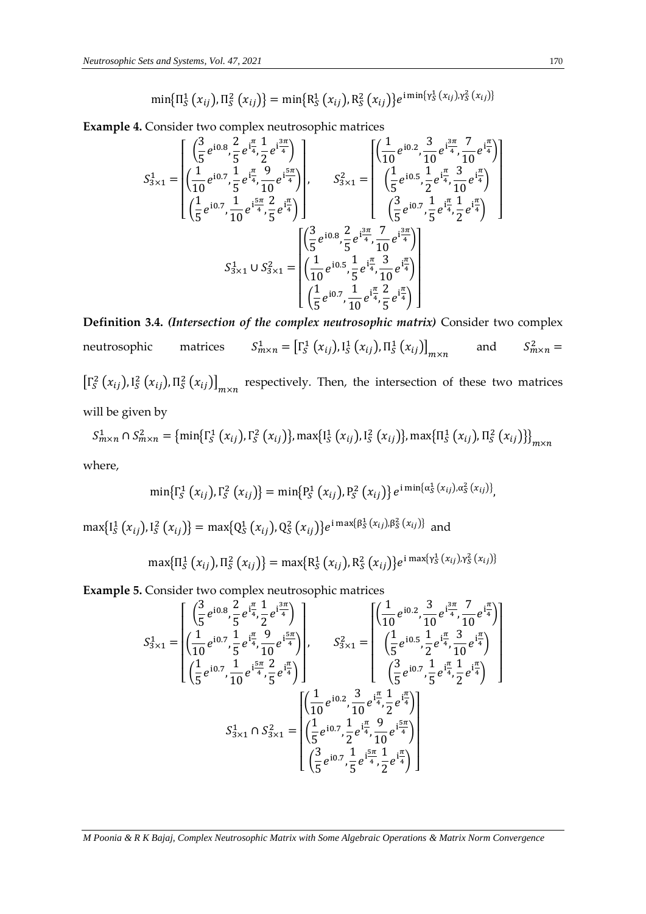$$\min\{\Pi_S^1(x_{ij}), \Pi_S^2(x_{ij})\} = \min\{R_S^1(x_{ij}), R_S^2(x_{ij})\} e^{i\min\{\gamma_S^1(x_{ij}), \gamma_S^2(x_{ij})\}}$$

**Example 4.** Consider two complex neutrosophic matrices

$$S_{3\times 1}^1 = \begin{bmatrix} \left(\frac{3}{5}e^{i0.8}, \frac{2}{5}e^{i\frac{\pi}{4}}, \frac{1}{2}e^{i\frac{3\pi}{4}}\right) \\ \left(\frac{1}{10}e^{i0.7}, \frac{1}{5}e^{i\frac{\pi}{4}}, \frac{9}{10}e^{i\frac{5\pi}{4}}\right) \\ \left(\frac{1}{5}e^{i0.7}, \frac{1}{10}e^{i\frac{5\pi}{4}}, \frac{2}{5}e^{i\frac{\pi}{4}}\right) \end{bmatrix}, \quad S_{3\times 1}^2 = \begin{bmatrix} \left(\frac{1}{10}e^{i0.2}, \frac{3}{10}e^{i\frac{3\pi}{4}}, \frac{7}{10}e^{i\frac{\pi}{4}}\right) \\ \left(\frac{1}{5}e^{i0.5}, \frac{1}{2}e^{i\frac{\pi}{4}}, \frac{3}{10}e^{i\frac{\pi}{4}}\right) \\ \left(\frac{3}{5}e^{i0.7}, \frac{1}{5}e^{i\frac{\pi}{4}}, \frac{1}{2}e^{i\frac{\pi}{4}}\right) \end{bmatrix}$$

$$S_{3\times 1}^1 \cup S_{3\times 1}^2 = \begin{bmatrix} \left(\frac{3}{5}e^{i0.8}, \frac{2}{5}e^{i\frac{3\pi}{4}}, \frac{7}{10}e^{i\frac{3\pi}{4}}\right) \\ \left(\frac{1}{10}e^{i0.5}, \frac{1}{5}e^{i\frac{\pi}{4}}, \frac{3}{10}e^{i\frac{\pi}{4}}\right) \\ \left(\frac{1}{5}e^{i0.7}, \frac{1}{10}e^{i\frac{\pi}{4}}, \frac{2}{5}e^{i\frac{\pi}{4}}\right) \end{bmatrix}$$

**Definition 3.4.** ***(Intersection of the complex neutrosophic matrix)*** Consider two complex neutrosophic matrices $S_{m\times n}^1 = \left[\Gamma_S^1(x_{ij}), I_S^1(x_{ij}), \Pi_S^1(x_{ij})\right]_{m\times n}$ and $S_{m\times n}^2 = \left[\Gamma_S^2(x_{ij}), I_S^2(x_{ij}), \Pi_S^2(x_{ij})\right]_{m\times n}$ respectively. Then, the intersection of these two matrices will be given by

$$S_{m\times n}^1 \cap S_{m\times n}^2 = \left\{\min\{\Gamma_S^1(x_{ij}), \Gamma_S^2(x_{ij})\}, \max\{I_S^1(x_{ij}), I_S^2(x_{ij})\}, \max\{\Pi_S^1(x_{ij}), \Pi_S^2(x_{ij})\}\right\}_{m\times n}$$

where,

$$\min\{\Gamma_S^1(x_{ij}), \Gamma_S^2(x_{ij})\} = \min\{P_S^1(x_{ij}), P_S^2(x_{ij})\} e^{i\min\{\alpha_S^1(x_{ij}), \alpha_S^2(x_{ij})\}},$$

$\max\{I_S^1(x_{ij}), I_S^2(x_{ij})\} = \max\{Q_S^1(x_{ij}), Q_S^2(x_{ij})\} e^{i\max\{\beta_S^1(x_{ij}), \beta_S^2(x_{ij})\}}$ and

$$\max\{\Pi_S^1(x_{ij}), \Pi_S^2(x_{ij})\} = \max\{R_S^1(x_{ij}), R_S^2(x_{ij})\} e^{i\max\{\gamma_S^1(x_{ij}), \gamma_S^2(x_{ij})\}}$$

**Example 5.** Consider two complex neutrosophic matrices

$$S_{3\times 1}^1 = \begin{bmatrix} \left(\frac{3}{5}e^{i0.8}, \frac{2}{5}e^{i\frac{\pi}{4}}, \frac{1}{2}e^{i\frac{3\pi}{4}}\right) \\ \left(\frac{1}{10}e^{i0.7}, \frac{1}{5}e^{i\frac{\pi}{4}}, \frac{9}{10}e^{i\frac{5\pi}{4}}\right) \\ \left(\frac{1}{5}e^{i0.7}, \frac{1}{10}e^{i\frac{5\pi}{4}}, \frac{2}{5}e^{i\frac{\pi}{4}}\right) \end{bmatrix}, \quad S_{3\times 1}^2 = \begin{bmatrix} \left(\frac{1}{10}e^{i0.2}, \frac{3}{10}e^{i\frac{3\pi}{4}}, \frac{7}{10}e^{i\frac{\pi}{4}}\right) \\ \left(\frac{1}{5}e^{i0.5}, \frac{1}{2}e^{i\frac{\pi}{4}}, \frac{3}{10}e^{i\frac{\pi}{4}}\right) \\ \left(\frac{3}{5}e^{i0.7}, \frac{1}{5}e^{i\frac{\pi}{4}}, \frac{1}{2}e^{i\frac{\pi}{4}}\right) \end{bmatrix}$$

$$S_{3\times 1}^1 \cap S_{3\times 1}^2 = \begin{bmatrix} \left(\frac{1}{10}e^{i0.2}, \frac{3}{10}e^{i\frac{\pi}{4}}, \frac{1}{2}e^{i\frac{\pi}{4}}\right) \\ \left(\frac{1}{5}e^{i0.7}, \frac{1}{2}e^{i\frac{\pi}{4}}, \frac{9}{10}e^{i\frac{5\pi}{4}}\right) \\ \left(\frac{3}{5}e^{i0.7}, \frac{1}{5}e^{i\frac{5\pi}{4}}, \frac{1}{2}e^{i\frac{\pi}{4}}\right) \end{bmatrix}$$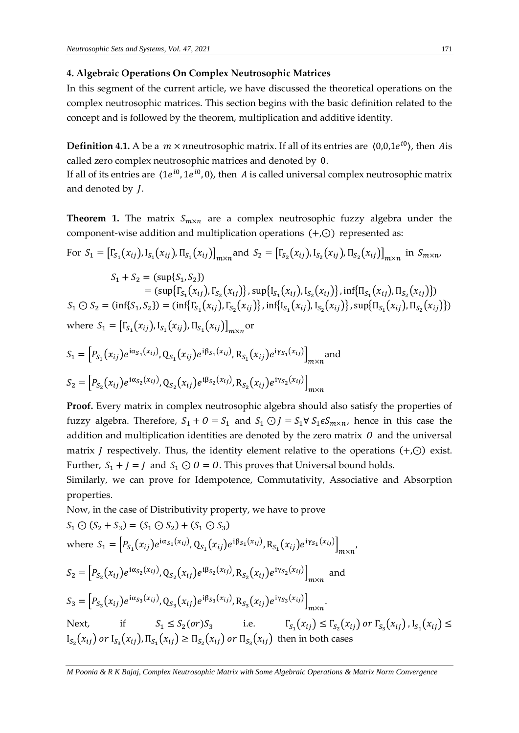### 4. Algebraic Operations On Complex Neutrosophic Matrices

In this segment of the current article, we have discussed the theoretical operations on the complex neutrosophic matrices. This section begins with the basic definition related to the concept and is followed by the theorem, multiplication and additive identity.

**Definition 4.1.** A be a $m \times n$neutrosophic matrix. If all of its entries are $\langle 0,0,1e^{i0}\rangle$, then $A$is called zero complex neutrosophic matrices and denoted by $0$.

If all of its entries are $\langle 1e^{i0}, 1e^{i0}, 0\rangle$, then $A$ is called universal complex neutrosophic matrix and denoted by $J$.

**Theorem 1.** The matrix $S_{m\times n}$ are a complex neutrosophic fuzzy algebra under the component-wise addition and multiplication operations $(+,\odot)$ represented as:

For $S_1 = \left[\Gamma_{S_1}(x_{ij}), \mathrm{I}_{S_1}(x_{ij}), \Pi_{S_1}(x_{ij})\right]_{m\times n}$and $S_2 = \left[\Gamma_{S_2}(x_{ij}), \mathrm{I}_{S_2}(x_{ij}), \Pi_{S_2}(x_{ij})\right]_{m\times n}$ in $S_{m\times n}$,

$$S_1 + S_2 = (\sup\{S_1, S_2\})$$
$$= (\sup\{\Gamma_{S_1}(x_{ij}), \Gamma_{S_2}(x_{ij})\}, \sup\{\mathrm{I}_{S_1}(x_{ij}), \mathrm{I}_{S_2}(x_{ij})\}, \inf\{\Pi_{S_1}(x_{ij}), \Pi_{S_2}(x_{ij})\})$$

$$S_1 \odot S_2 = (\inf\{S_1, S_2\}) = (\inf\{\Gamma_{S_1}(x_{ij}), \Gamma_{S_2}(x_{ij})\}, \inf\{\mathrm{I}_{S_1}(x_{ij}), \mathrm{I}_{S_2}(x_{ij})\}, \sup\{\Pi_{S_1}(x_{ij}), \Pi_{S_2}(x_{ij})\})$$

where $S_1 = \left[\Gamma_{S_1}(x_{ij}), \mathrm{I}_{S_1}(x_{ij}), \Pi_{S_1}(x_{ij})\right]_{m\times n}$or

$$S_1 = \left[P_{S_1}(x_{ij})e^{\mathrm{i}\alpha_{S_1}(x_{ij})}, \mathrm{Q}_{S_1}(x_{ij})e^{\mathrm{i}\beta_{S_1}(x_{ij})}, \mathrm{R}_{S_1}(x_{ij})e^{\mathrm{i}\gamma_{S_1}(x_{ij})}\right]_{m\times n} \text{and}$$

$$S_2 = \left[P_{S_2}(x_{ij})e^{\mathrm{i}\alpha_{S_2}(x_{ij})}, \mathrm{Q}_{S_2}(x_{ij})e^{\mathrm{i}\beta_{S_2}(x_{ij})}, \mathrm{R}_{S_2}(x_{ij})e^{\mathrm{i}\gamma_{S_2}(x_{ij})}\right]_{m\times n}$$

**Proof.** Every matrix in complex neutrosophic algebra should also satisfy the properties of fuzzy algebra. Therefore, $S_1 + O = S_1$ and $S_1 \odot J = S_1 \forall\, S_1 \epsilon S_{m\times n}$, hence in this case the addition and multiplication identities are denoted by the zero matrix $O$ and the universal matrix $J$ respectively. Thus, the identity element relative to the operations $(+,\odot)$ exist. Further, $S_1 + J = J$ and $S_1 \odot O = O$. This proves that Universal bound holds.

Similarly, we can prove for Idempotence, Commutativity, Associative and Absorption properties.

Now, in the case of Distributivity property, we have to prove

$S_1 \odot (S_2 + S_3) = (S_1 \odot S_2) + (S_1 \odot S_3)$

where $S_1 = \left[P_{S_1}(x_{ij})e^{\mathrm{i}\alpha_{S_1}(x_{ij})}, \mathrm{Q}_{S_1}(x_{ij})e^{\mathrm{i}\beta_{S_1}(x_{ij})}, \mathrm{R}_{S_1}(x_{ij})e^{\mathrm{i}\gamma_{S_1}(x_{ij})}\right]_{m\times n}$,

$S_2 = \left[P_{S_2}(x_{ij})e^{\mathrm{i}\alpha_{S_2}(x_{ij})}, \mathrm{Q}_{S_2}(x_{ij})e^{\mathrm{i}\beta_{S_2}(x_{ij})}, \mathrm{R}_{S_2}(x_{ij})e^{\mathrm{i}\gamma_{S_2}(x_{ij})}\right]_{m\times n}$ and

$S_3 = \left[P_{S_3}(x_{ij})e^{\mathrm{i}\alpha_{S_3}(x_{ij})}, \mathrm{Q}_{S_3}(x_{ij})e^{\mathrm{i}\beta_{S_3}(x_{ij})}, \mathrm{R}_{S_3}(x_{ij})e^{\mathrm{i}\gamma_{S_3}(x_{ij})}\right]_{m\times n}$.

Next, if $S_1 \leq S_2 (or) S_3$ i.e. $\Gamma_{S_1}(x_{ij}) \leq \Gamma_{S_2}(x_{ij})\ or\ \Gamma_{S_3}(x_{ij})$, $\mathrm{I}_{S_1}(x_{ij}) \leq \mathrm{I}_{S_2}(x_{ij})\ or\ \mathrm{I}_{S_3}(x_{ij}), \Pi_{S_1}(x_{ij}) \geq \Pi_{S_2}(x_{ij})\ or\ \Pi_{S_3}(x_{ij})$ then in both cases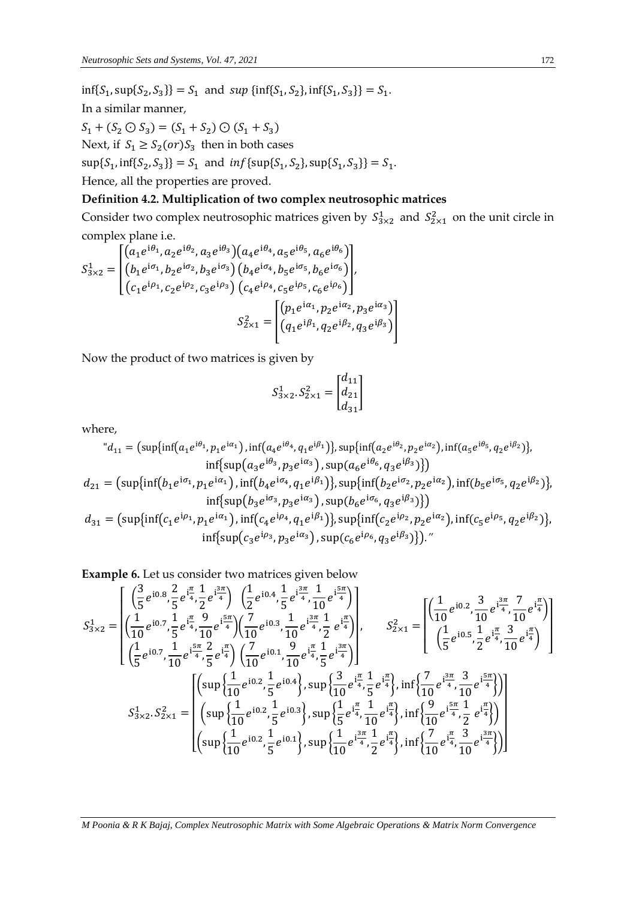$\inf\{S_1, \sup\{S_2, S_3\}\} = S_1$ and $sup\ \{\inf\{S_1, S_2\}, \inf\{S_1, S_3\}\} = S_1$.

In a similar manner,

$S_1 + (S_2 \odot S_3) = (S_1 + S_2) \odot (S_1 + S_3)$

Next, if $S_1 \geq S_2 (or) S_3$ then in both cases

$\sup\{S_1, \inf\{S_2, S_3\}\} = S_1$ and $inf\ \{\sup\{S_1, S_2\}, \sup\{S_1, S_3\}\} = S_1$.

Hence, all the properties are proved.

**Definition 4.2. Multiplication of two complex neutrosophic matrices**

Consider two complex neutrosophic matrices given by $S^1_{3\times2}$ and $S^2_{2\times1}$ on the unit circle in complex plane i.e.

$$S^1_{3\times2} = \begin{bmatrix} \left(a_1 e^{i\theta_1}, a_2 e^{i\theta_2}, a_3 e^{i\theta_3}\right)\left(a_4 e^{i\theta_4}, a_5 e^{i\theta_5}, a_6 e^{i\theta_6}\right) \\ \left(b_1 e^{i\sigma_1}, b_2 e^{i\sigma_2}, b_3 e^{i\sigma_3}\right)\left(b_4 e^{i\sigma_4}, b_5 e^{i\sigma_5}, b_6 e^{i\sigma_6}\right) \\ \left(c_1 e^{i\rho_1}, c_2 e^{i\rho_2}, c_3 e^{i\rho_3}\right)\left(c_4 e^{i\rho_4}, c_5 e^{i\rho_5}, c_6 e^{i\rho_6}\right) \end{bmatrix},$$

$$S^2_{2\times1} = \begin{bmatrix} \left(p_1 e^{i\alpha_1}, p_2 e^{i\alpha_2}, p_3 e^{i\alpha_3}\right) \\ \left(q_1 e^{i\beta_1}, q_2 e^{i\beta_2}, q_3 e^{i\beta_3}\right) \end{bmatrix}$$

Now the product of two matrices is given by

$$S^1_{3\times2}.S^2_{2\times1} = \begin{bmatrix} d_{11} \\ d_{21} \\ d_{31} \end{bmatrix}$$

where,

$$\text{"}d_{11} = \Big(\sup\{\inf(a_1 e^{i\theta_1}, p_1 e^{i\alpha_1}), \inf(a_4 e^{i\theta_4}, q_1 e^{i\beta_1})\}, \sup\{\inf(a_2 e^{i\theta_2}, p_2 e^{i\alpha_2}), \inf(a_5 e^{i\theta_5}, q_2 e^{i\beta_2})\}, \inf\{\sup(a_3 e^{i\theta_3}, p_3 e^{i\alpha_3}), \sup(a_6 e^{i\theta_6}, q_3 e^{i\beta_3})\}\Big)$$

$$d_{21} = \Big(\sup\{\inf(b_1 e^{i\sigma_1}, p_1 e^{i\alpha_1}), \inf(b_4 e^{i\sigma_4}, q_1 e^{i\beta_1})\}, \sup\{\inf(b_2 e^{i\sigma_2}, p_2 e^{i\alpha_2}), \inf(b_5 e^{i\sigma_5}, q_2 e^{i\beta_2})\}, \inf\{\sup(b_3 e^{i\sigma_3}, p_3 e^{i\alpha_3}), \sup(b_6 e^{i\sigma_6}, q_3 e^{i\beta_3})\}\Big)$$

$$d_{31} = \Big(\sup\{\inf(c_1 e^{i\rho_1}, p_1 e^{i\alpha_1}), \inf(c_4 e^{i\rho_4}, q_1 e^{i\beta_1})\}, \sup\{\inf(c_2 e^{i\rho_2}, p_2 e^{i\alpha_2}), \inf(c_5 e^{i\rho_5}, q_2 e^{i\beta_2})\}, \inf\{\sup(c_3 e^{i\rho_3}, p_3 e^{i\alpha_3}), \sup(c_6 e^{i\rho_6}, q_3 e^{i\beta_3})\}\Big).\text{"}$$

**Example 6.** Let us consider two matrices given below

$$S^1_{3\times2} = \begin{bmatrix} \left(\frac{3}{5}e^{i0.8}, \frac{2}{5}e^{i\frac{\pi}{4}}, \frac{1}{2}e^{i\frac{3\pi}{4}}\right) & \left(\frac{1}{2}e^{i0.4}, \frac{1}{5}e^{i\frac{3\pi}{4}}, \frac{1}{10}e^{i\frac{5\pi}{4}}\right) \\ \left(\frac{1}{10}e^{i0.7}, \frac{1}{5}e^{i\frac{\pi}{4}}, \frac{9}{10}e^{i\frac{5\pi}{4}}\right) & \left(\frac{7}{10}e^{i0.3}, \frac{1}{10}e^{i\frac{3\pi}{4}}, \frac{1}{2}e^{i\frac{\pi}{4}}\right) \\ \left(\frac{1}{5}e^{i0.7}, \frac{1}{10}e^{i\frac{5\pi}{4}}, \frac{2}{5}e^{i\frac{\pi}{4}}\right) & \left(\frac{7}{10}e^{i0.1}, \frac{9}{10}e^{i\frac{\pi}{4}}, \frac{1}{5}e^{i\frac{3\pi}{4}}\right) \end{bmatrix}, \qquad S^2_{2\times1} = \begin{bmatrix} \left(\frac{1}{10}e^{i0.2}, \frac{3}{10}e^{i\frac{3\pi}{4}}, \frac{7}{10}e^{i\frac{\pi}{4}}\right) \\ \left(\frac{1}{5}e^{i0.5}, \frac{1}{2}e^{i\frac{\pi}{4}}, \frac{3}{10}e^{i\frac{\pi}{4}}\right) \end{bmatrix}$$

$$S^1_{3\times2}.S^2_{2\times1} = \begin{bmatrix} \left(\sup\left\{\frac{1}{10}e^{i0.2}, \frac{1}{5}e^{i0.4}\right\}, \sup\left\{\frac{3}{10}e^{i\frac{\pi}{4}}, \frac{1}{5}e^{i\frac{\pi}{4}}\right\}, \inf\left\{\frac{7}{10}e^{i\frac{3\pi}{4}}, \frac{3}{10}e^{i\frac{5\pi}{4}}\right\}\right) \\ \left(\sup\left\{\frac{1}{10}e^{i0.2}, \frac{1}{5}e^{i0.3}\right\}, \sup\left\{\frac{1}{5}e^{i\frac{\pi}{4}}, \frac{1}{10}e^{i\frac{\pi}{4}}\right\}, \inf\left\{\frac{9}{10}e^{i\frac{5\pi}{4}}, \frac{1}{2}e^{i\frac{\pi}{4}}\right\}\right) \\ \left(\sup\left\{\frac{1}{10}e^{i0.2}, \frac{1}{5}e^{i0.1}\right\}, \sup\left\{\frac{1}{10}e^{i\frac{3\pi}{4}}, \frac{1}{2}e^{i\frac{\pi}{4}}\right\}, \inf\left\{\frac{7}{10}e^{i\frac{\pi}{4}}, \frac{3}{10}e^{i\frac{3\pi}{4}}\right\}\right) \end{bmatrix}$$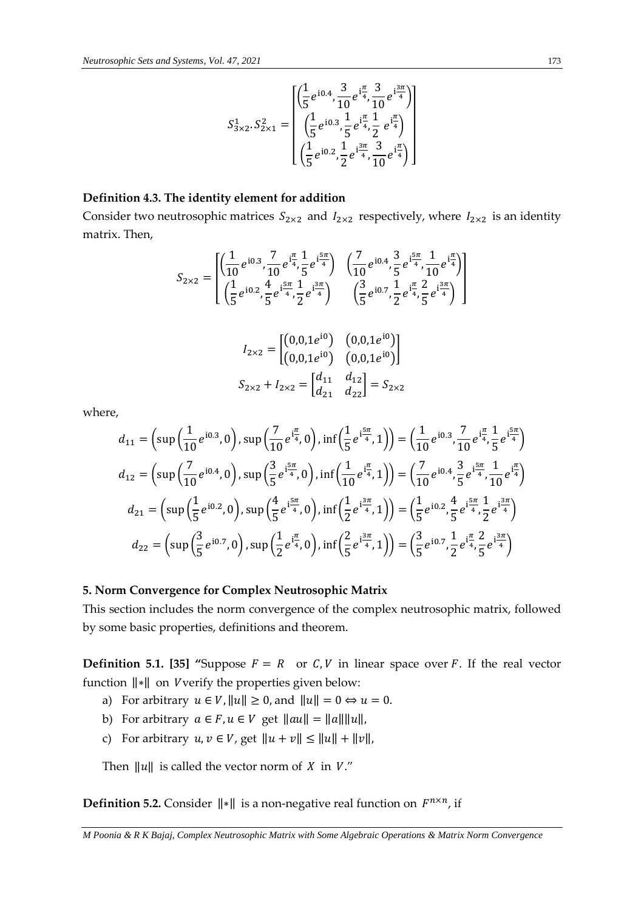$$S_{3\times2}^{1}.S_{2\times1}^{2}=\begin{bmatrix}\left(\frac{1}{5}e^{\mathrm{i}0.4},\frac{3}{10}e^{\mathrm{i}\frac{\pi}{4}},\frac{3}{10}e^{\mathrm{i}\frac{3\pi}{4}}\right)\\\left(\frac{1}{5}e^{\mathrm{i}0.3},\frac{1}{5}e^{\mathrm{i}\frac{\pi}{4}},\frac{1}{2}\ e^{\mathrm{i}\frac{\pi}{4}}\right)\\\left(\frac{1}{5}e^{\mathrm{i}0.2},\frac{1}{2}e^{\mathrm{i}\frac{3\pi}{4}},\frac{3}{10}e^{\mathrm{i}\frac{\pi}{4}}\right)\end{bmatrix}$$

**Definition 4.3. The identity element for addition**

Consider two neutrosophic matrices $S_{2\times2}$ and $I_{2\times2}$ respectively, where $I_{2\times2}$ is an identity matrix. Then,

$$S_{2\times2}=\begin{bmatrix}\left(\frac{1}{10}e^{\mathrm{i}0.3},\frac{7}{10}e^{\mathrm{i}\frac{\pi}{4}},\frac{1}{5}e^{\mathrm{i}\frac{5\pi}{4}}\right) & \left(\frac{7}{10}e^{\mathrm{i}0.4},\frac{3}{5}e^{\mathrm{i}\frac{5\pi}{4}},\frac{1}{10}e^{\mathrm{i}\frac{\pi}{4}}\right)\\\left(\frac{1}{5}e^{\mathrm{i}0.2},\frac{4}{5}e^{\mathrm{i}\frac{5\pi}{4}},\frac{1}{2}e^{\mathrm{i}\frac{3\pi}{4}}\right) & \left(\frac{3}{5}e^{\mathrm{i}0.7},\frac{1}{2}e^{\mathrm{i}\frac{\pi}{4}},\frac{2}{5}e^{\mathrm{i}\frac{3\pi}{4}}\right)\end{bmatrix}$$

$$I_{2\times2}=\begin{bmatrix}\left(0,0,1e^{\mathrm{i}0}\right) & \left(0,0,1e^{\mathrm{i}0}\right)\\\left(0,0,1e^{\mathrm{i}0}\right) & \left(0,0,1e^{\mathrm{i}0}\right)\end{bmatrix}$$

$$S_{2\times2}+I_{2\times2}=\begin{bmatrix}d_{11} & d_{12}\\d_{21} & d_{22}\end{bmatrix}=S_{2\times2}$$

where,

$$d_{11}=\left(\sup\left(\frac{1}{10}e^{\mathrm{i}0.3},0\right),\sup\left(\frac{7}{10}e^{\mathrm{i}\frac{\pi}{4}},0\right),\inf\left(\frac{1}{5}e^{\mathrm{i}\frac{5\pi}{4}},1\right)\right)=\left(\frac{1}{10}e^{\mathrm{i}0.3},\frac{7}{10}e^{\mathrm{i}\frac{\pi}{4}},\frac{1}{5}e^{\mathrm{i}\frac{5\pi}{4}}\right)$$

$$d_{12}=\left(\sup\left(\frac{7}{10}e^{\mathrm{i}0.4},0\right),\sup\left(\frac{3}{5}e^{\mathrm{i}\frac{5\pi}{4}},0\right),\inf\left(\frac{1}{10}e^{\mathrm{i}\frac{\pi}{4}},1\right)\right)=\left(\frac{7}{10}e^{\mathrm{i}0.4},\frac{3}{5}e^{\mathrm{i}\frac{5\pi}{4}},\frac{1}{10}e^{\mathrm{i}\frac{\pi}{4}}\right)$$

$$d_{21}=\left(\sup\left(\frac{1}{5}e^{\mathrm{i}0.2},0\right),\sup\left(\frac{4}{5}e^{\mathrm{i}\frac{5\pi}{4}},0\right),\inf\left(\frac{1}{2}e^{\mathrm{i}\frac{3\pi}{4}},1\right)\right)=\left(\frac{1}{5}e^{\mathrm{i}0.2},\frac{4}{5}e^{\mathrm{i}\frac{5\pi}{4}},\frac{1}{2}e^{\mathrm{i}\frac{3\pi}{4}}\right)$$

$$d_{22}=\left(\sup\left(\frac{3}{5}e^{\mathrm{i}0.7},0\right),\sup\left(\frac{1}{2}e^{\mathrm{i}\frac{\pi}{4}},0\right),\inf\left(\frac{2}{5}e^{\mathrm{i}\frac{3\pi}{4}},1\right)\right)=\left(\frac{3}{5}e^{\mathrm{i}0.7},\frac{1}{2}e^{\mathrm{i}\frac{\pi}{4}},\frac{2}{5}e^{\mathrm{i}\frac{3\pi}{4}}\right)$$

## 5. Norm Convergence for Complex Neutrosophic Matrix

This section includes the norm convergence of the complex neutrosophic matrix, followed by some basic properties, definitions and theorem.

**Definition 5.1. [35]** "Suppose $F=R$ or $C,V$ in linear space over $F$. If the real vector function $\|*\|$ on $V$ verify the properties given below:

a) For arbitrary $u\in V$, $\|u\|\geq 0$, and $\|u\|=0\Leftrightarrow u=0$.

b) For arbitrary $a\in F, u\in V$ get $\|au\|=\|a\|\|u\|$,

c) For arbitrary $u,v\in V$, get $\|u+v\|\leq\|u\|+\|v\|$,

Then $\|u\|$ is called the vector norm of $X$ in $V$."

**Definition 5.2.** Consider $\|*\|$ is a non-negative real function on $F^{n\times n}$, if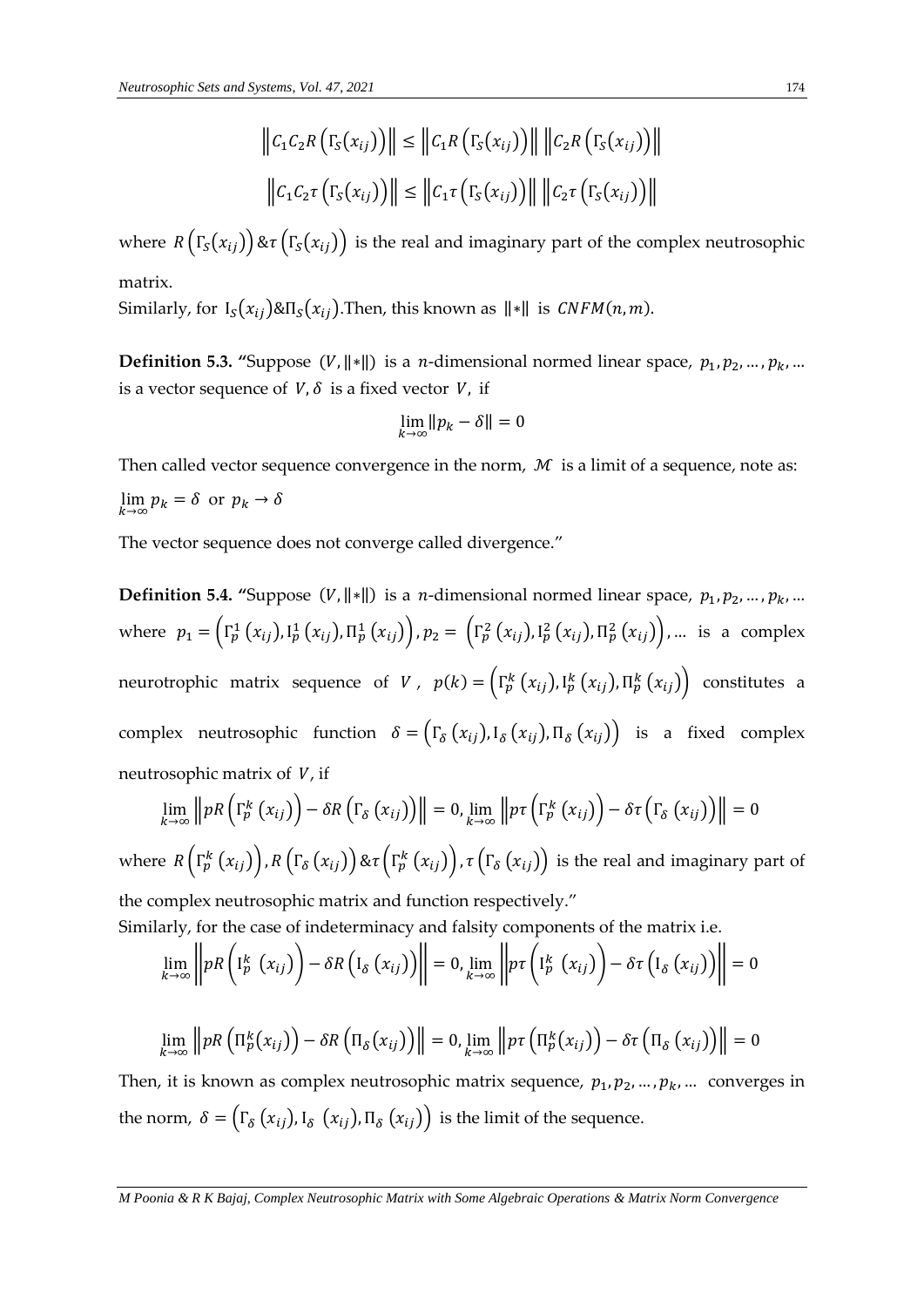$$\left\| C_1 C_2 R\left(\Gamma_S(x_{ij})\right)\right\| \leq \left\| C_1 R\left(\Gamma_S(x_{ij})\right)\right\| \left\| C_2 R\left(\Gamma_S(x_{ij})\right)\right\|$$

$$\left\| C_1 C_2 \tau\left(\Gamma_S(x_{ij})\right)\right\| \leq \left\| C_1 \tau\left(\Gamma_S(x_{ij})\right)\right\| \left\| C_2 \tau\left(\Gamma_S(x_{ij})\right)\right\|$$

where $R\left(\Gamma_S(x_{ij})\right) \& \tau\left(\Gamma_S(x_{ij})\right)$ is the real and imaginary part of the complex neutrosophic matrix.

Similarly, for $I_S(x_{ij}) \& \Pi_S(x_{ij})$.Then, this known as $\|*\|$ is $CNFM(n,m)$.

**Definition 5.3.** "Suppose $(V, \|*\|)$ is a $n$-dimensional normed linear space, $p_1, p_2, \ldots, p_k, \ldots$ is a vector sequence of $V, \delta$ is a fixed vector $V$, if

$$\lim_{k\to\infty} \|p_k - \delta\| = 0$$

Then called vector sequence convergence in the norm, $\mathcal{M}$ is a limit of a sequence, note as: $\lim_{k\to\infty} p_k = \delta$ or $p_k \to \delta$

The vector sequence does not converge called divergence."

**Definition 5.4.** "Suppose $(V, \|*\|)$ is a $n$-dimensional normed linear space, $p_1, p_2, \ldots, p_k, \ldots$ where $p_1 = \left(\Gamma_p^1(x_{ij}), I_p^1(x_{ij}), \Pi_p^1(x_{ij})\right), p_2 = \left(\Gamma_p^2(x_{ij}), I_p^2(x_{ij}), \Pi_p^2(x_{ij})\right), \ldots$ is a complex neurotrophic matrix sequence of $V$, $p(k) = \left(\Gamma_p^k(x_{ij}), I_p^k(x_{ij}), \Pi_p^k(x_{ij})\right)$ constitutes a complex neutrosophic function $\delta = \left(\Gamma_\delta(x_{ij}), I_\delta(x_{ij}), \Pi_\delta(x_{ij})\right)$ is a fixed complex neutrosophic matrix of $V$, if

$$\lim_{k\to\infty} \left\| pR\left(\Gamma_p^k(x_{ij})\right) - \delta R\left(\Gamma_\delta(x_{ij})\right)\right\| = 0, \lim_{k\to\infty} \left\| p\tau\left(\Gamma_p^k(x_{ij})\right) - \delta\tau\left(\Gamma_\delta(x_{ij})\right)\right\| = 0$$

where $R\left(\Gamma_p^k(x_{ij})\right), R\left(\Gamma_\delta(x_{ij})\right) \& \tau\left(\Gamma_p^k(x_{ij})\right), \tau\left(\Gamma_\delta(x_{ij})\right)$ is the real and imaginary part of the complex neutrosophic matrix and function respectively."

Similarly, for the case of indeterminacy and falsity components of the matrix i.e.

$$\lim_{k\to\infty} \left\| pR\left(I_p^k(x_{ij})\right) - \delta R\left(I_\delta(x_{ij})\right)\right\| = 0, \lim_{k\to\infty} \left\| p\tau\left(I_p^k(x_{ij})\right) - \delta\tau\left(I_\delta(x_{ij})\right)\right\| = 0$$

$$\lim_{k\to\infty} \left\| pR\left(\Pi_p^k(x_{ij})\right) - \delta R\left(\Pi_\delta(x_{ij})\right)\right\| = 0, \lim_{k\to\infty} \left\| p\tau\left(\Pi_p^k(x_{ij})\right) - \delta\tau\left(\Pi_\delta(x_{ij})\right)\right\| = 0$$

Then, it is known as complex neutrosophic matrix sequence, $p_1, p_2, \ldots, p_k, \ldots$ converges in the norm, $\delta = \left(\Gamma_\delta(x_{ij}), I_\delta(x_{ij}), \Pi_\delta(x_{ij})\right)$ is the limit of the sequence.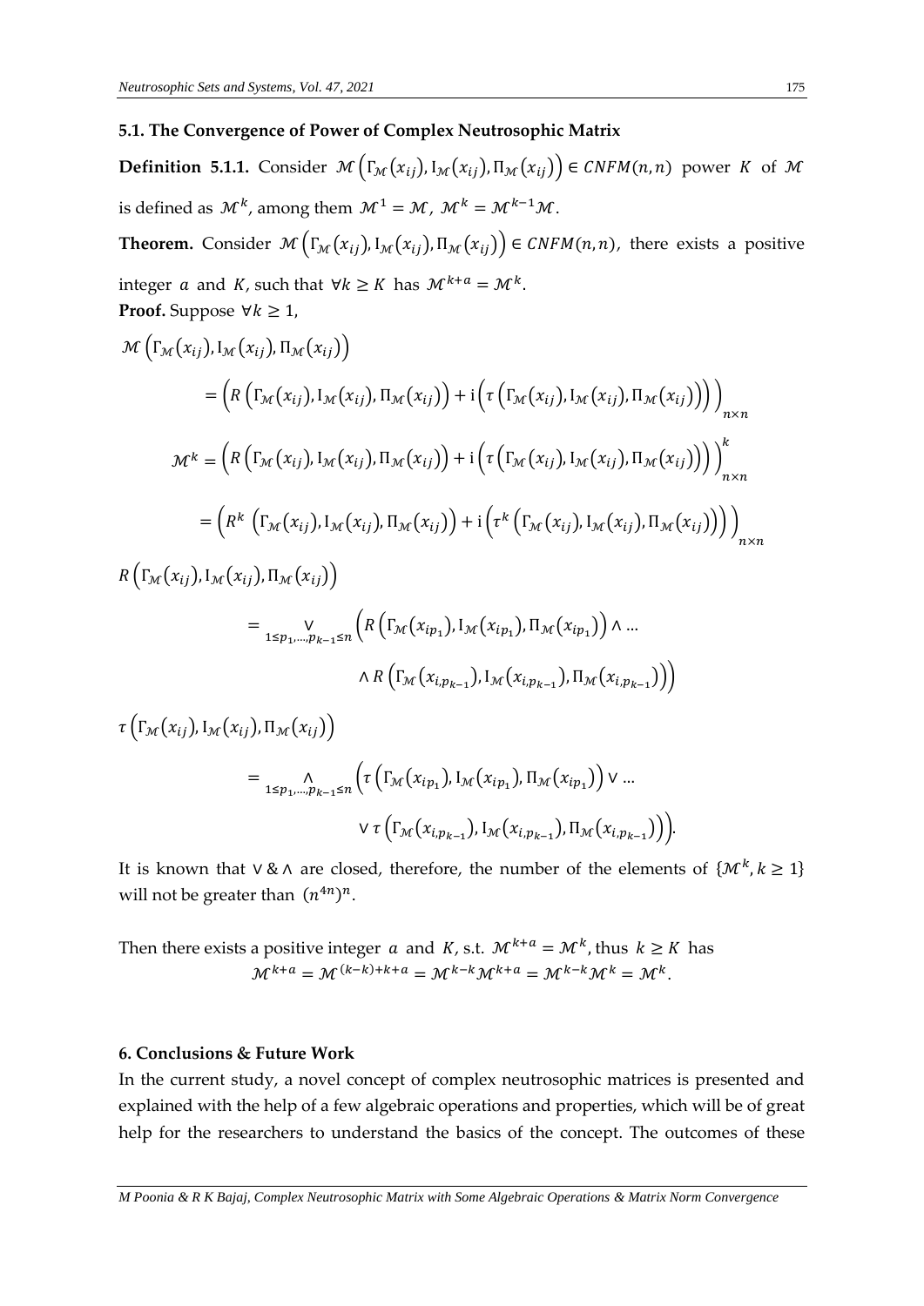### 5.1. The Convergence of Power of Complex Neutrosophic Matrix

**Definition 5.1.1.** Consider $\mathcal{M}\left(\Gamma_{\mathcal{M}}(x_{ij}), \mathrm{I}_{\mathcal{M}}(x_{ij}), \Pi_{\mathcal{M}}(x_{ij})\right) \in CNFM(n,n)$ power $K$ of $\mathcal{M}$ is defined as $\mathcal{M}^k$, among them $\mathcal{M}^1 = \mathcal{M}$, $\mathcal{M}^k = \mathcal{M}^{k-1}\mathcal{M}$.

**Theorem.** Consider $\mathcal{M}\left(\Gamma_{\mathcal{M}}(x_{ij}), \mathrm{I}_{\mathcal{M}}(x_{ij}), \Pi_{\mathcal{M}}(x_{ij})\right) \in CNFM(n,n)$, there exists a positive integer $a$ and $K$, such that $\forall k \geq K$ has $\mathcal{M}^{k+a} = \mathcal{M}^k$.

**Proof.** Suppose $\forall k \geq 1$,

$$\mathcal{M}\left(\Gamma_{\mathcal{M}}(x_{ij}), \mathrm{I}_{\mathcal{M}}(x_{ij}), \Pi_{\mathcal{M}}(x_{ij})\right)$$

$$= \left(R\left(\Gamma_{\mathcal{M}}(x_{ij}), \mathrm{I}_{\mathcal{M}}(x_{ij}), \Pi_{\mathcal{M}}(x_{ij})\right) + \mathrm{i}\left(\tau\left(\Gamma_{\mathcal{M}}(x_{ij}), \mathrm{I}_{\mathcal{M}}(x_{ij}), \Pi_{\mathcal{M}}(x_{ij})\right)\right)\right)_{n\times n}$$

$$\mathcal{M}^k = \left(R\left(\Gamma_{\mathcal{M}}(x_{ij}), \mathrm{I}_{\mathcal{M}}(x_{ij}), \Pi_{\mathcal{M}}(x_{ij})\right) + \mathrm{i}\left(\tau\left(\Gamma_{\mathcal{M}}(x_{ij}), \mathrm{I}_{\mathcal{M}}(x_{ij}), \Pi_{\mathcal{M}}(x_{ij})\right)\right)\right)_{n\times n}^k$$

$$= \left(R^k\left(\Gamma_{\mathcal{M}}(x_{ij}), \mathrm{I}_{\mathcal{M}}(x_{ij}), \Pi_{\mathcal{M}}(x_{ij})\right) + \mathrm{i}\left(\tau^k\left(\Gamma_{\mathcal{M}}(x_{ij}), \mathrm{I}_{\mathcal{M}}(x_{ij}), \Pi_{\mathcal{M}}(x_{ij})\right)\right)\right)_{n\times n}$$

$$R\left(\Gamma_{\mathcal{M}}(x_{ij}), \mathrm{I}_{\mathcal{M}}(x_{ij}), \Pi_{\mathcal{M}}(x_{ij})\right)$$

$$= \bigvee_{1\leq p_1,\ldots,p_{k-1}\leq n}\left(R\left(\Gamma_{\mathcal{M}}(x_{ip_1}), \mathrm{I}_{\mathcal{M}}(x_{ip_1}), \Pi_{\mathcal{M}}(x_{ip_1})\right) \wedge \ldots \wedge R\left(\Gamma_{\mathcal{M}}(x_{i,p_{k-1}}), \mathrm{I}_{\mathcal{M}}(x_{i,p_{k-1}}), \Pi_{\mathcal{M}}(x_{i,p_{k-1}})\right)\right)$$

$$\tau\left(\Gamma_{\mathcal{M}}(x_{ij}), \mathrm{I}_{\mathcal{M}}(x_{ij}), \Pi_{\mathcal{M}}(x_{ij})\right)$$

$$= \bigwedge_{1\leq p_1,\ldots,p_{k-1}\leq n}\left(\tau\left(\Gamma_{\mathcal{M}}(x_{ip_1}), \mathrm{I}_{\mathcal{M}}(x_{ip_1}), \Pi_{\mathcal{M}}(x_{ip_1})\right) \vee \ldots \vee \tau\left(\Gamma_{\mathcal{M}}(x_{i,p_{k-1}}), \mathrm{I}_{\mathcal{M}}(x_{i,p_{k-1}}), \Pi_{\mathcal{M}}(x_{i,p_{k-1}})\right)\right).$$

It is known that $\vee$ & $\wedge$ are closed, therefore, the number of the elements of $\{\mathcal{M}^k, k \geq 1\}$ will not be greater than $(n^{4n})^n$.

Then there exists a positive integer $a$ and $K$, s.t. $\mathcal{M}^{k+a} = \mathcal{M}^k$, thus $k \geq K$ has

$$\mathcal{M}^{k+a} = \mathcal{M}^{(k-k)+k+a} = \mathcal{M}^{k-k}\mathcal{M}^{k+a} = \mathcal{M}^{k-k}\mathcal{M}^k = \mathcal{M}^k.$$

## 6. Conclusions & Future Work

In the current study, a novel concept of complex neutrosophic matrices is presented and explained with the help of a few algebraic operations and properties, which will be of great help for the researchers to understand the basics of the concept. The outcomes of these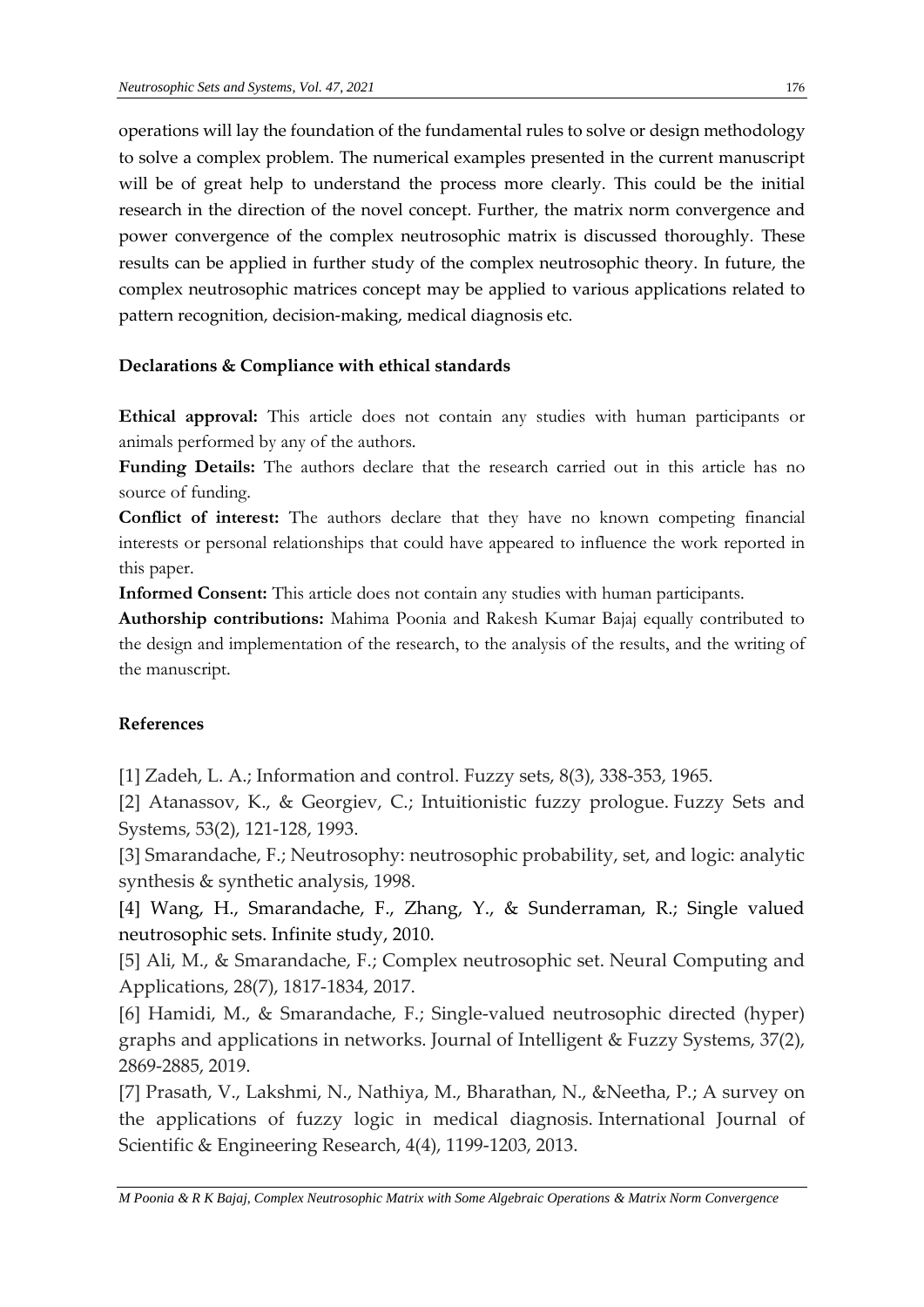operations will lay the foundation of the fundamental rules to solve or design methodology to solve a complex problem. The numerical examples presented in the current manuscript will be of great help to understand the process more clearly. This could be the initial research in the direction of the novel concept. Further, the matrix norm convergence and power convergence of the complex neutrosophic matrix is discussed thoroughly. These results can be applied in further study of the complex neutrosophic theory. In future, the complex neutrosophic matrices concept may be applied to various applications related to pattern recognition, decision-making, medical diagnosis etc.

**Declarations & Compliance with ethical standards**

**Ethical approval:** This article does not contain any studies with human participants or animals performed by any of the authors.

**Funding Details:** The authors declare that the research carried out in this article has no source of funding.

**Conflict of interest:** The authors declare that they have no known competing financial interests or personal relationships that could have appeared to influence the work reported in this paper.

**Informed Consent:** This article does not contain any studies with human participants.

**Authorship contributions:** Mahima Poonia and Rakesh Kumar Bajaj equally contributed to the design and implementation of the research, to the analysis of the results, and the writing of the manuscript.

**References**

[1] Zadeh, L. A.; Information and control. Fuzzy sets, 8(3), 338-353, 1965.

[2] Atanassov, K., & Georgiev, C.; Intuitionistic fuzzy prologue. Fuzzy Sets and Systems, 53(2), 121-128, 1993.

[3] Smarandache, F.; Neutrosophy: neutrosophic probability, set, and logic: analytic synthesis & synthetic analysis, 1998.

[4] Wang, H., Smarandache, F., Zhang, Y., & Sunderraman, R.; Single valued neutrosophic sets. Infinite study, 2010.

[5] Ali, M., & Smarandache, F.; Complex neutrosophic set. Neural Computing and Applications, 28(7), 1817-1834, 2017.

[6] Hamidi, M., & Smarandache, F.; Single-valued neutrosophic directed (hyper) graphs and applications in networks. Journal of Intelligent & Fuzzy Systems, 37(2), 2869-2885, 2019.

[7] Prasath, V., Lakshmi, N., Nathiya, M., Bharathan, N., &Neetha, P.; A survey on the applications of fuzzy logic in medical diagnosis. International Journal of Scientific & Engineering Research, 4(4), 1199-1203, 2013.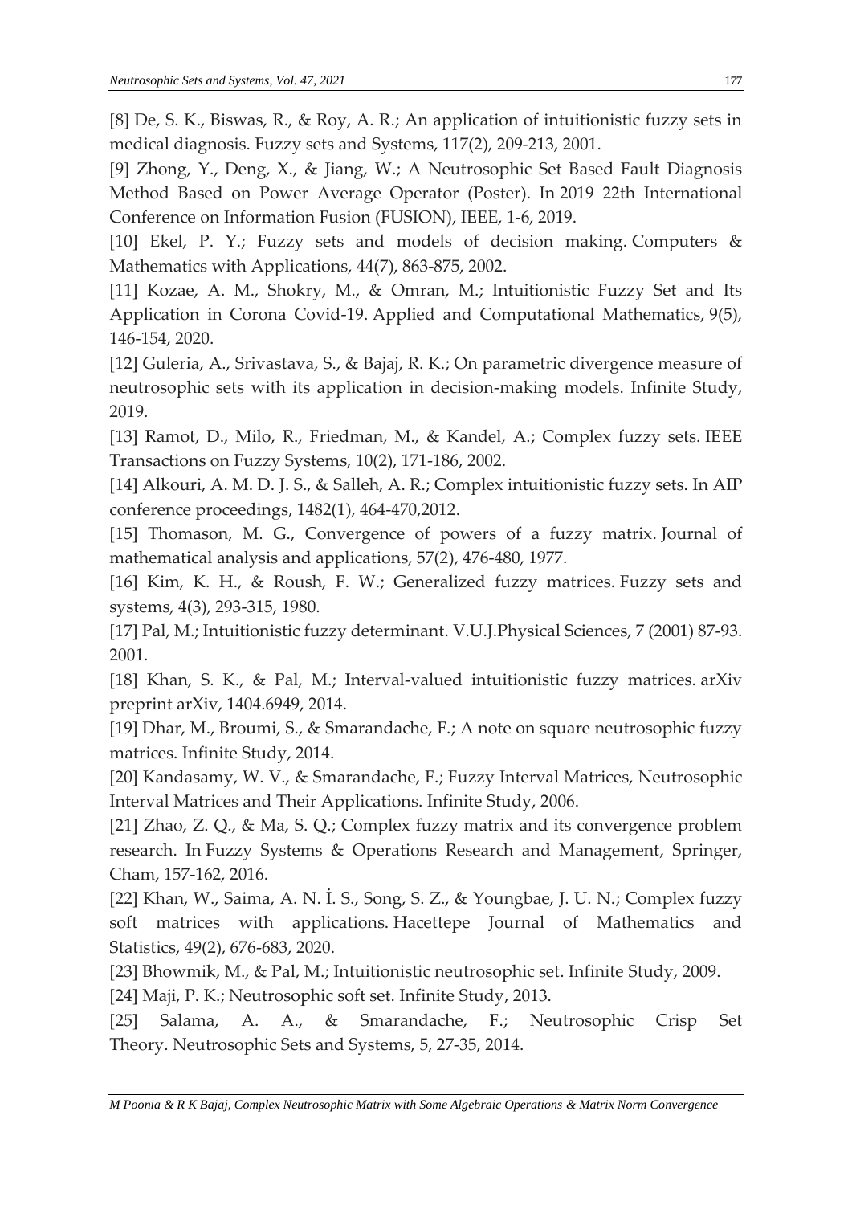[8] De, S. K., Biswas, R., & Roy, A. R.; An application of intuitionistic fuzzy sets in medical diagnosis. Fuzzy sets and Systems, 117(2), 209-213, 2001.

[9] Zhong, Y., Deng, X., & Jiang, W.; A Neutrosophic Set Based Fault Diagnosis Method Based on Power Average Operator (Poster). In 2019 22th International Conference on Information Fusion (FUSION), IEEE, 1-6, 2019.

[10] Ekel, P. Y.; Fuzzy sets and models of decision making. Computers & Mathematics with Applications, 44(7), 863-875, 2002.

[11] Kozae, A. M., Shokry, M., & Omran, M.; Intuitionistic Fuzzy Set and Its Application in Corona Covid-19. Applied and Computational Mathematics, 9(5), 146-154, 2020.

[12] Guleria, A., Srivastava, S., & Bajaj, R. K.; On parametric divergence measure of neutrosophic sets with its application in decision-making models. Infinite Study, 2019.

[13] Ramot, D., Milo, R., Friedman, M., & Kandel, A.; Complex fuzzy sets. IEEE Transactions on Fuzzy Systems, 10(2), 171-186, 2002.

[14] Alkouri, A. M. D. J. S., & Salleh, A. R.; Complex intuitionistic fuzzy sets. In AIP conference proceedings, 1482(1), 464-470,2012.

[15] Thomason, M. G., Convergence of powers of a fuzzy matrix. Journal of mathematical analysis and applications, 57(2), 476-480, 1977.

[16] Kim, K. H., & Roush, F. W.; Generalized fuzzy matrices. Fuzzy sets and systems, 4(3), 293-315, 1980.

[17] Pal, M.; Intuitionistic fuzzy determinant. V.U.J.Physical Sciences, 7 (2001) 87-93. 2001.

[18] Khan, S. K., & Pal, M.; Interval-valued intuitionistic fuzzy matrices. arXiv preprint arXiv, 1404.6949, 2014.

[19] Dhar, M., Broumi, S., & Smarandache, F.; A note on square neutrosophic fuzzy matrices. Infinite Study, 2014.

[20] Kandasamy, W. V., & Smarandache, F.; Fuzzy Interval Matrices, Neutrosophic Interval Matrices and Their Applications. Infinite Study, 2006.

[21] Zhao, Z. Q., & Ma, S. Q.; Complex fuzzy matrix and its convergence problem research. In Fuzzy Systems & Operations Research and Management, Springer, Cham, 157-162, 2016.

[22] Khan, W., Saima, A. N. İ. S., Song, S. Z., & Youngbae, J. U. N.; Complex fuzzy soft matrices with applications. Hacettepe Journal of Mathematics and Statistics, 49(2), 676-683, 2020.

[23] Bhowmik, M., & Pal, M.; Intuitionistic neutrosophic set. Infinite Study, 2009.

[24] Maji, P. K.; Neutrosophic soft set. Infinite Study, 2013.

[25] Salama, A. A., & Smarandache, F.; Neutrosophic Crisp Set Theory. Neutrosophic Sets and Systems, 5, 27-35, 2014.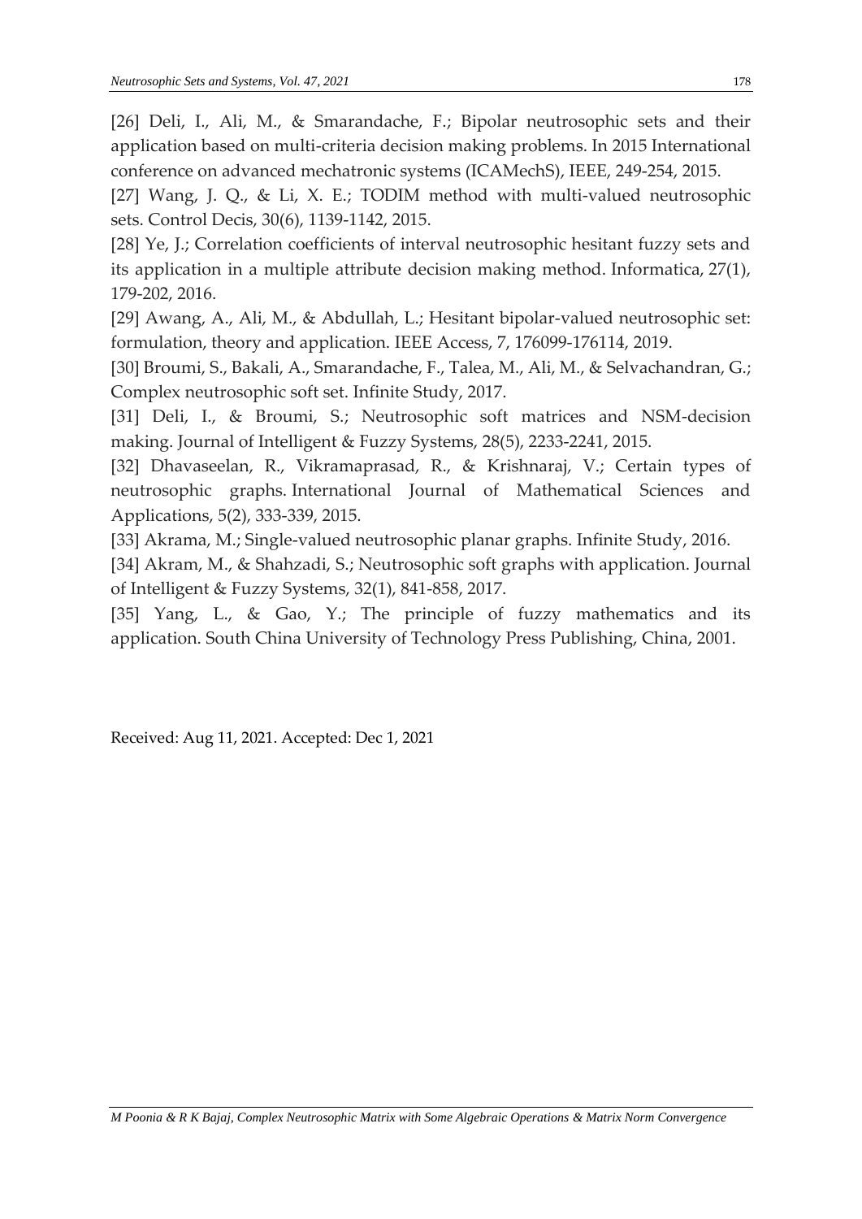[26] Deli, I., Ali, M., & Smarandache, F.; Bipolar neutrosophic sets and their application based on multi-criteria decision making problems. In 2015 International conference on advanced mechatronic systems (ICAMechS), IEEE, 249-254, 2015.

[27] Wang, J. Q., & Li, X. E.; TODIM method with multi-valued neutrosophic sets. Control Decis, 30(6), 1139-1142, 2015.

[28] Ye, J.; Correlation coefficients of interval neutrosophic hesitant fuzzy sets and its application in a multiple attribute decision making method. Informatica, 27(1), 179-202, 2016.

[29] Awang, A., Ali, M., & Abdullah, L.; Hesitant bipolar-valued neutrosophic set: formulation, theory and application. IEEE Access, 7, 176099-176114, 2019.

[30] Broumi, S., Bakali, A., Smarandache, F., Talea, M., Ali, M., & Selvachandran, G.; Complex neutrosophic soft set. Infinite Study, 2017.

[31] Deli, I., & Broumi, S.; Neutrosophic soft matrices and NSM-decision making. Journal of Intelligent & Fuzzy Systems, 28(5), 2233-2241, 2015.

[32] Dhavaseelan, R., Vikramaprasad, R., & Krishnaraj, V.; Certain types of neutrosophic graphs. International Journal of Mathematical Sciences and Applications, 5(2), 333-339, 2015.

[33] Akrama, M.; Single-valued neutrosophic planar graphs. Infinite Study, 2016.

[34] Akram, M., & Shahzadi, S.; Neutrosophic soft graphs with application. Journal of Intelligent & Fuzzy Systems, 32(1), 841-858, 2017.

[35] Yang, L., & Gao, Y.; The principle of fuzzy mathematics and its application. South China University of Technology Press Publishing, China, 2001.

Received: Aug 11, 2021. Accepted: Dec 1, 2021